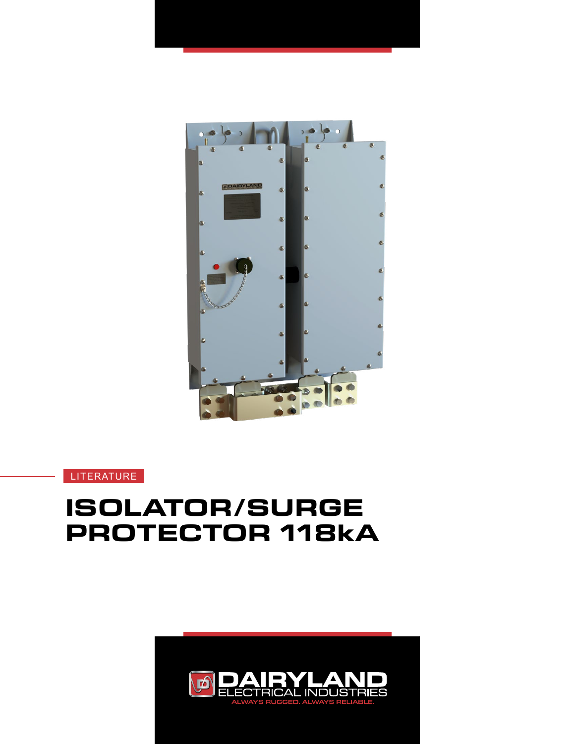LITERATURE

# ISOLATOR/SURGE PROTECTOR 118kA

DAIRYLAND
ELECTRICAL INDUSTRIES
ALWAYS RUGGED. ALWAYS RELIABLE.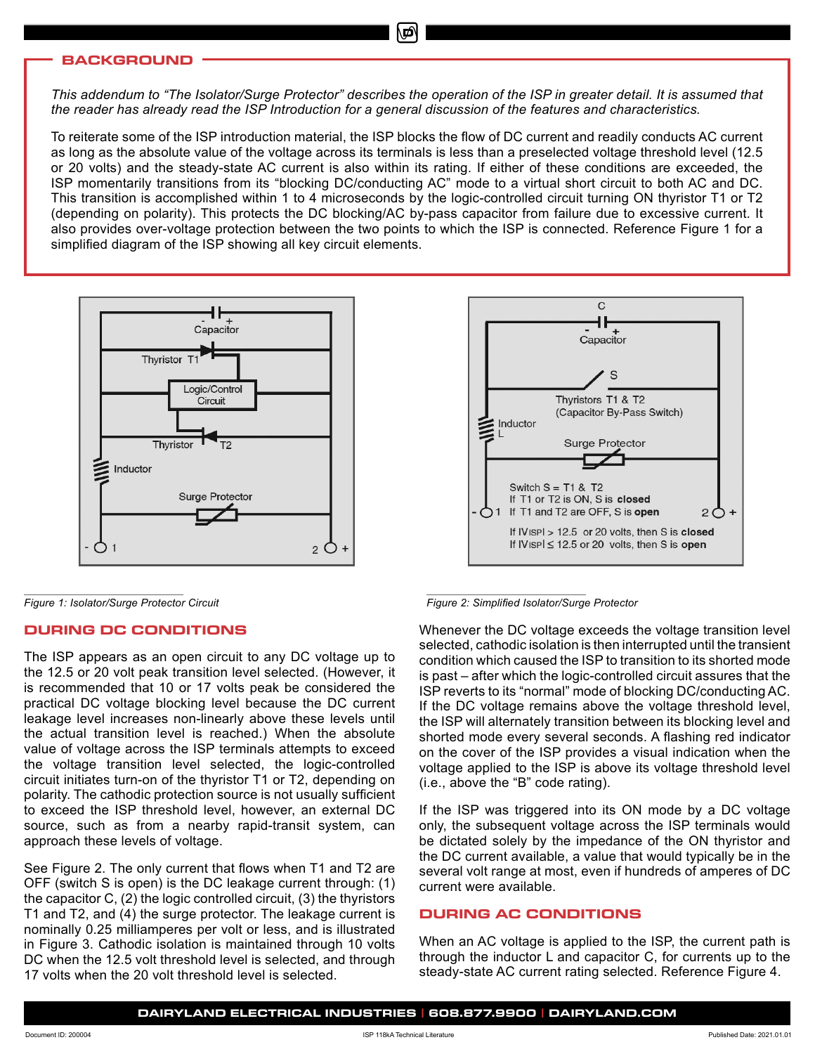## BACKGROUND

*This addendum to "The Isolator/Surge Protector" describes the operation of the ISP in greater detail. It is assumed that the reader has already read the ISP Introduction for a general discussion of the features and characteristics.*

To reiterate some of the ISP introduction material, the ISP blocks the flow of DC current and readily conducts AC current as long as the absolute value of the voltage across its terminals is less than a preselected voltage threshold level (12.5 or 20 volts) and the steady-state AC current is also within its rating. If either of these conditions are exceeded, the ISP momentarily transitions from its "blocking DC/conducting AC" mode to a virtual short circuit to both AC and DC. This transition is accomplished within 1 to 4 microseconds by the logic-controlled circuit turning ON thyristor T1 or T2 (depending on polarity). This protects the DC blocking/AC by-pass capacitor from failure due to excessive current. It also provides over-voltage protection between the two points to which the ISP is connected. Reference Figure 1 for a simplified diagram of the ISP showing all key circuit elements.

*Figure 1: Isolator/Surge Protector Circuit*

*Figure 2: Simplified Isolator/Surge Protector*

## DURING DC CONDITIONS

The ISP appears as an open circuit to any DC voltage up to the 12.5 or 20 volt peak transition level selected. (However, it is recommended that 10 or 17 volts peak be considered the practical DC voltage blocking level because the DC current leakage level increases non-linearly above these levels until the actual transition level is reached.) When the absolute value of voltage across the ISP terminals attempts to exceed the voltage transition level selected, the logic-controlled circuit initiates turn-on of the thyristor T1 or T2, depending on polarity. The cathodic protection source is not usually sufficient to exceed the ISP threshold level, however, an external DC source, such as from a nearby rapid-transit system, can approach these levels of voltage.

See Figure 2. The only current that flows when T1 and T2 are OFF (switch S is open) is the DC leakage current through: (1) the capacitor C, (2) the logic controlled circuit, (3) the thyristors T1 and T2, and (4) the surge protector. The leakage current is nominally 0.25 milliamperes per volt or less, and is illustrated in Figure 3. Cathodic isolation is maintained through 10 volts DC when the 12.5 volt threshold level is selected, and through 17 volts when the 20 volt threshold level is selected.

Whenever the DC voltage exceeds the voltage transition level selected, cathodic isolation is then interrupted until the transient condition which caused the ISP to transition to its shorted mode is past – after which the logic-controlled circuit assures that the ISP reverts to its "normal" mode of blocking DC/conducting AC. If the DC voltage remains above the voltage threshold level, the ISP will alternately transition between its blocking level and shorted mode every several seconds. A flashing red indicator on the cover of the ISP provides a visual indication when the voltage applied to the ISP is above its voltage threshold level (i.e., above the "B" code rating).

If the ISP was triggered into its ON mode by a DC voltage only, the subsequent voltage across the ISP terminals would be dictated solely by the impedance of the ON thyristor and the DC current available, a value that would typically be in the several volt range at most, even if hundreds of amperes of DC current were available.

## DURING AC CONDITIONS

When an AC voltage is applied to the ISP, the current path is through the inductor L and capacitor C, for currents up to the steady-state AC current rating selected. Reference Figure 4.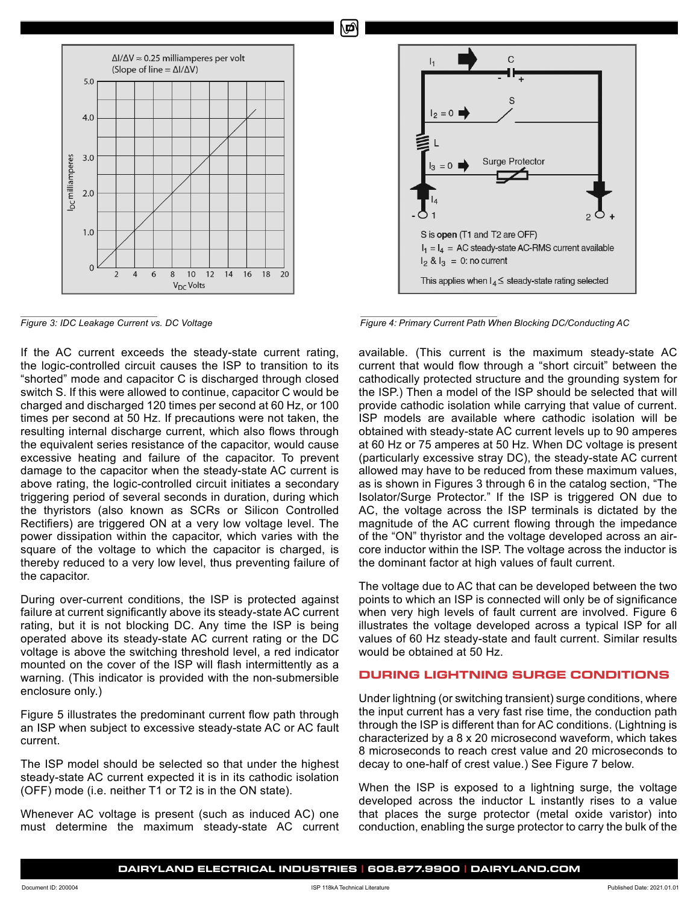*Figure 3: IDC Leakage Current vs. DC Voltage*

*Figure 4: Primary Current Path When Blocking DC/Conducting AC*

If the AC current exceeds the steady-state current rating, the logic-controlled circuit causes the ISP to transition to its "shorted" mode and capacitor C is discharged through closed switch S. If this were allowed to continue, capacitor C would be charged and discharged 120 times per second at 60 Hz, or 100 times per second at 50 Hz. If precautions were not taken, the resulting internal discharge current, which also flows through the equivalent series resistance of the capacitor, would cause excessive heating and failure of the capacitor. To prevent damage to the capacitor when the steady-state AC current is above rating, the logic-controlled circuit initiates a secondary triggering period of several seconds in duration, during which the thyristors (also known as SCRs or Silicon Controlled Rectifiers) are triggered ON at a very low voltage level. The power dissipation within the capacitor, which varies with the square of the voltage to which the capacitor is charged, is thereby reduced to a very low level, thus preventing failure of the capacitor.

During over-current conditions, the ISP is protected against failure at current significantly above its steady-state AC current rating, but it is not blocking DC. Any time the ISP is being operated above its steady-state AC current rating or the DC voltage is above the switching threshold level, a red indicator mounted on the cover of the ISP will flash intermittently as a warning. (This indicator is provided with the non-submersible enclosure only.)

Figure 5 illustrates the predominant current flow path through an ISP when subject to excessive steady-state AC or AC fault current.

The ISP model should be selected so that under the highest steady-state AC current expected it is in its cathodic isolation (OFF) mode (i.e. neither T1 or T2 is in the ON state).

Whenever AC voltage is present (such as induced AC) one must determine the maximum steady-state AC current available. (This current is the maximum steady-state AC current that would flow through a "short circuit" between the cathodically protected structure and the grounding system for the ISP.) Then a model of the ISP should be selected that will provide cathodic isolation while carrying that value of current. ISP models are available where cathodic isolation will be obtained with steady-state AC current levels up to 90 amperes at 60 Hz or 75 amperes at 50 Hz. When DC voltage is present (particularly excessive stray DC), the steady-state AC current allowed may have to be reduced from these maximum values, as is shown in Figures 3 through 6 in the catalog section, "The Isolator/Surge Protector." If the ISP is triggered ON due to AC, the voltage across the ISP terminals is dictated by the magnitude of the AC current flowing through the impedance of the "ON" thyristor and the voltage developed across an air-core inductor within the ISP. The voltage across the inductor is the dominant factor at high values of fault current.

The voltage due to AC that can be developed between the two points to which an ISP is connected will only be of significance when very high levels of fault current are involved. Figure 6 illustrates the voltage developed across a typical ISP for all values of 60 Hz steady-state and fault current. Similar results would be obtained at 50 Hz.

## DURING LIGHTNING SURGE CONDITIONS

Under lightning (or switching transient) surge conditions, where the input current has a very fast rise time, the conduction path through the ISP is different than for AC conditions. (Lightning is characterized by a 8 x 20 microsecond waveform, which takes 8 microseconds to reach crest value and 20 microseconds to decay to one-half of crest value.) See Figure 7 below.

When the ISP is exposed to a lightning surge, the voltage developed across the inductor L instantly rises to a value that places the surge protector (metal oxide varistor) into conduction, enabling the surge protector to carry the bulk of the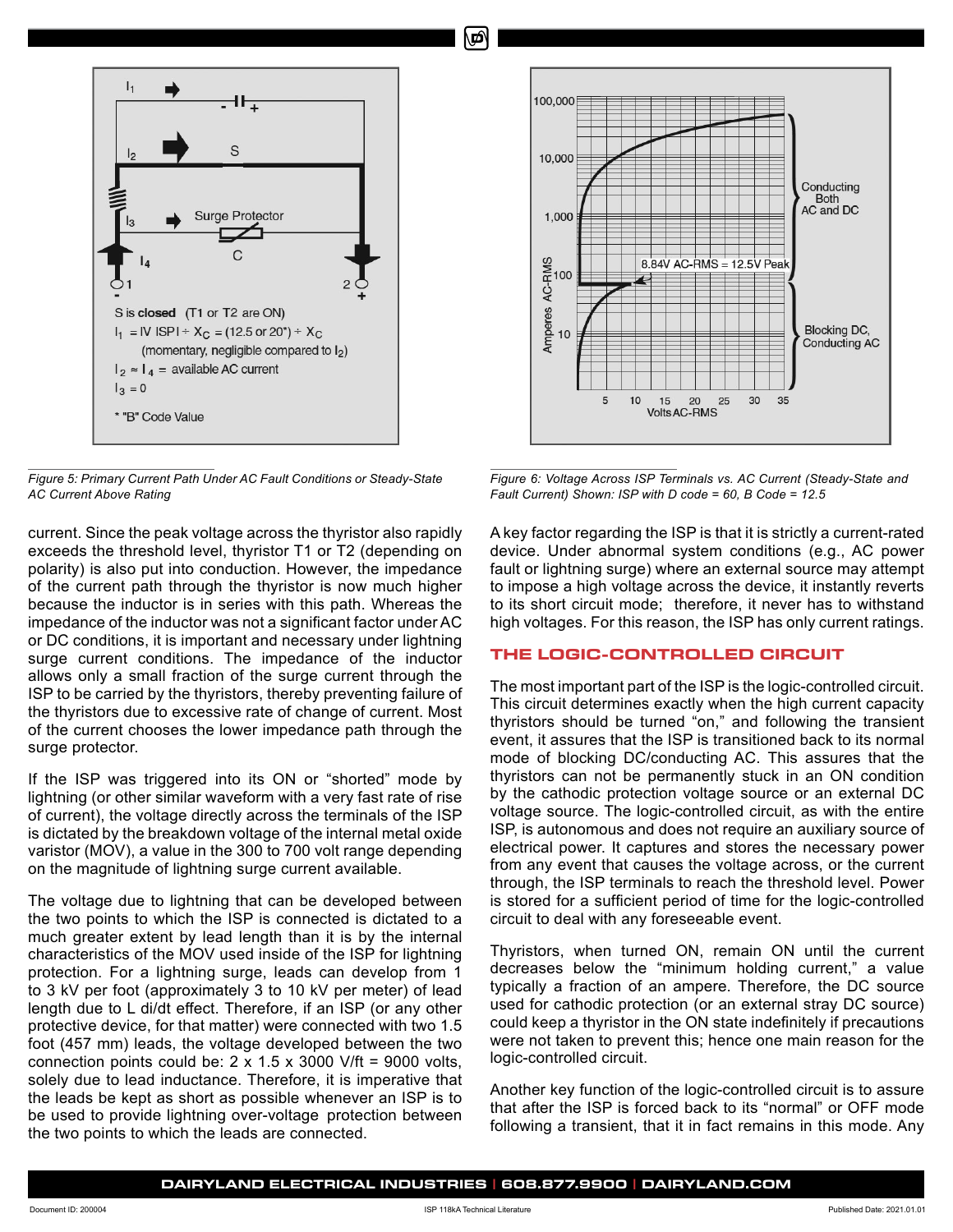S is **closed** (T1 or T2 are ON)

$I_1$ = IV ISPI ÷ $X_C$ = (12.5 or 20*) ÷ $X_C$ (momentary, negligible compared to $I_2$)

$I_2 \approx I_4$ = available AC current

$I_3 = 0$

* "B" Code Value

*Figure 5: Primary Current Path Under AC Fault Conditions or Steady-State AC Current Above Rating*

*Figure 6: Voltage Across ISP Terminals vs. AC Current (Steady-State and Fault Current) Shown: ISP with D code = 60, B Code = 12.5*

current. Since the peak voltage across the thyristor also rapidly exceeds the threshold level, thyristor T1 or T2 (depending on polarity) is also put into conduction. However, the impedance of the current path through the thyristor is now much higher because the inductor is in series with this path. Whereas the impedance of the inductor was not a significant factor under AC or DC conditions, it is important and necessary under lightning surge current conditions. The impedance of the inductor allows only a small fraction of the surge current through the ISP to be carried by the thyristors, thereby preventing failure of the thyristors due to excessive rate of change of current. Most of the current chooses the lower impedance path through the surge protector.

If the ISP was triggered into its ON or "shorted" mode by lightning (or other similar waveform with a very fast rate of rise of current), the voltage directly across the terminals of the ISP is dictated by the breakdown voltage of the internal metal oxide varistor (MOV), a value in the 300 to 700 volt range depending on the magnitude of lightning surge current available.

The voltage due to lightning that can be developed between the two points to which the ISP is connected is dictated to a much greater extent by lead length than it is by the internal characteristics of the MOV used inside of the ISP for lightning protection. For a lightning surge, leads can develop from 1 to 3 kV per foot (approximately 3 to 10 kV per meter) of lead length due to L di/dt effect. Therefore, if an ISP (or any other protective device, for that matter) were connected with two 1.5 foot (457 mm) leads, the voltage developed between the two connection points could be: 2 x 1.5 x 3000 V/ft = 9000 volts, solely due to lead inductance. Therefore, it is imperative that the leads be kept as short as possible whenever an ISP is to be used to provide lightning over-voltage protection between the two points to which the leads are connected.

A key factor regarding the ISP is that it is strictly a current-rated device. Under abnormal system conditions (e.g., AC power fault or lightning surge) where an external source may attempt to impose a high voltage across the device, it instantly reverts to its short circuit mode; therefore, it never has to withstand high voltages. For this reason, the ISP has only current ratings.

## THE LOGIC-CONTROLLED CIRCUIT

The most important part of the ISP is the logic-controlled circuit. This circuit determines exactly when the high current capacity thyristors should be turned "on," and following the transient event, it assures that the ISP is transitioned back to its normal mode of blocking DC/conducting AC. This assures that the thyristors can not be permanently stuck in an ON condition by the cathodic protection voltage source or an external DC voltage source. The logic-controlled circuit, as with the entire ISP, is autonomous and does not require an auxiliary source of electrical power. It captures and stores the necessary power from any event that causes the voltage across, or the current through, the ISP terminals to reach the threshold level. Power is stored for a sufficient period of time for the logic-controlled circuit to deal with any foreseeable event.

Thyristors, when turned ON, remain ON until the current decreases below the "minimum holding current," a value typically a fraction of an ampere. Therefore, the DC source used for cathodic protection (or an external stray DC source) could keep a thyristor in the ON state indefinitely if precautions were not taken to prevent this; hence one main reason for the logic-controlled circuit.

Another key function of the logic-controlled circuit is to assure that after the ISP is forced back to its "normal" or OFF mode following a transient, that it in fact remains in this mode. Any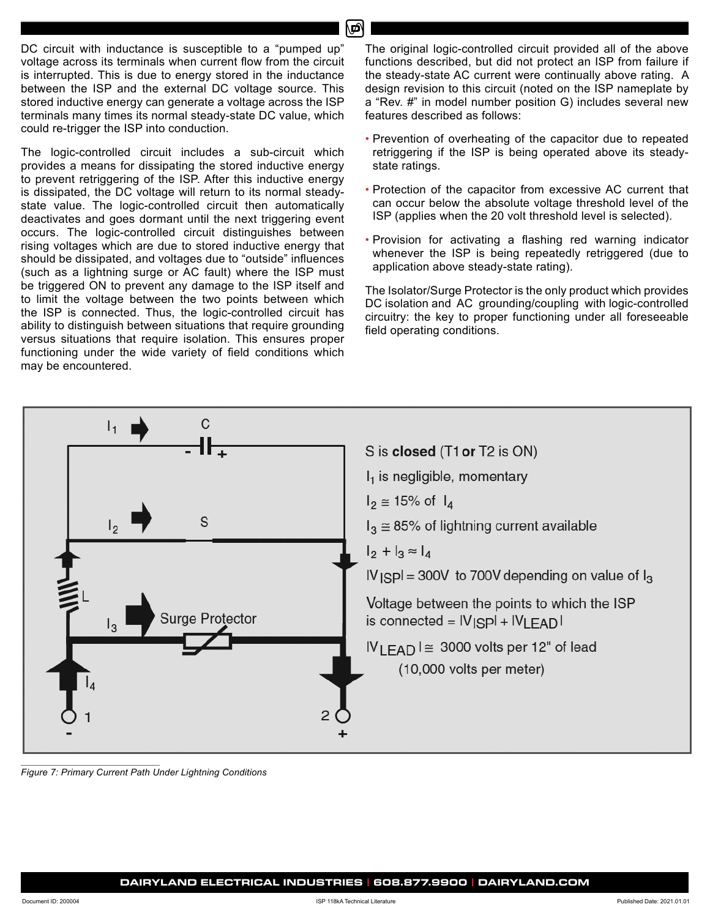DC circuit with inductance is susceptible to a "pumped up" voltage across its terminals when current flow from the circuit is interrupted. This is due to energy stored in the inductance between the ISP and the external DC voltage source. This stored inductive energy can generate a voltage across the ISP terminals many times its normal steady-state DC value, which could re-trigger the ISP into conduction.

The logic-controlled circuit includes a sub-circuit which provides a means for dissipating the stored inductive energy to prevent retriggering of the ISP. After this inductive energy is dissipated, the DC voltage will return to its normal steady-state value. The logic-controlled circuit then automatically deactivates and goes dormant until the next triggering event occurs. The logic-controlled circuit distinguishes between rising voltages which are due to stored inductive energy that should be dissipated, and voltages due to "outside" influences (such as a lightning surge or AC fault) where the ISP must be triggered ON to prevent any damage to the ISP itself and to limit the voltage between the two points between which the ISP is connected. Thus, the logic-controlled circuit has ability to distinguish between situations that require grounding versus situations that require isolation. This ensures proper functioning under the wide variety of field conditions which may be encountered.

The original logic-controlled circuit provided all of the above functions described, but did not protect an ISP from failure if the steady-state AC current were continually above rating. A design revision to this circuit (noted on the ISP nameplate by a "Rev. #" in model number position G) includes several new features described as follows:

- Prevention of overheating of the capacitor due to repeated retriggering if the ISP is being operated above its steady-state ratings.
- Protection of the capacitor from excessive AC current that can occur below the absolute voltage threshold level of the ISP (applies when the 20 volt threshold level is selected).
- Provision for activating a flashing red warning indicator whenever the ISP is being repeatedly retriggered (due to application above steady-state rating).

The Isolator/Surge Protector is the only product which provides DC isolation and AC grounding/coupling with logic-controlled circuitry: the key to proper functioning under all foreseeable field operating conditions.

S is **closed** (T1 **or** T2 is ON)

$I_1$ is negligible, momentary

$I_2 \cong$ 15% of $I_4$

$I_3 \cong$ 85% of lightning current available

$I_2 + I_3 \approx I_4$

$|V_{ISP}|$ = 300V to 700V depending on value of $I_3$

Voltage between the points to which the ISP is connected = $|V_{ISP}| + |V_{LEAD}|$

$|V_{LEAD}| \cong$ 3000 volts per 12" of lead (10,000 volts per meter)

*Figure 7: Primary Current Path Under Lightning Conditions*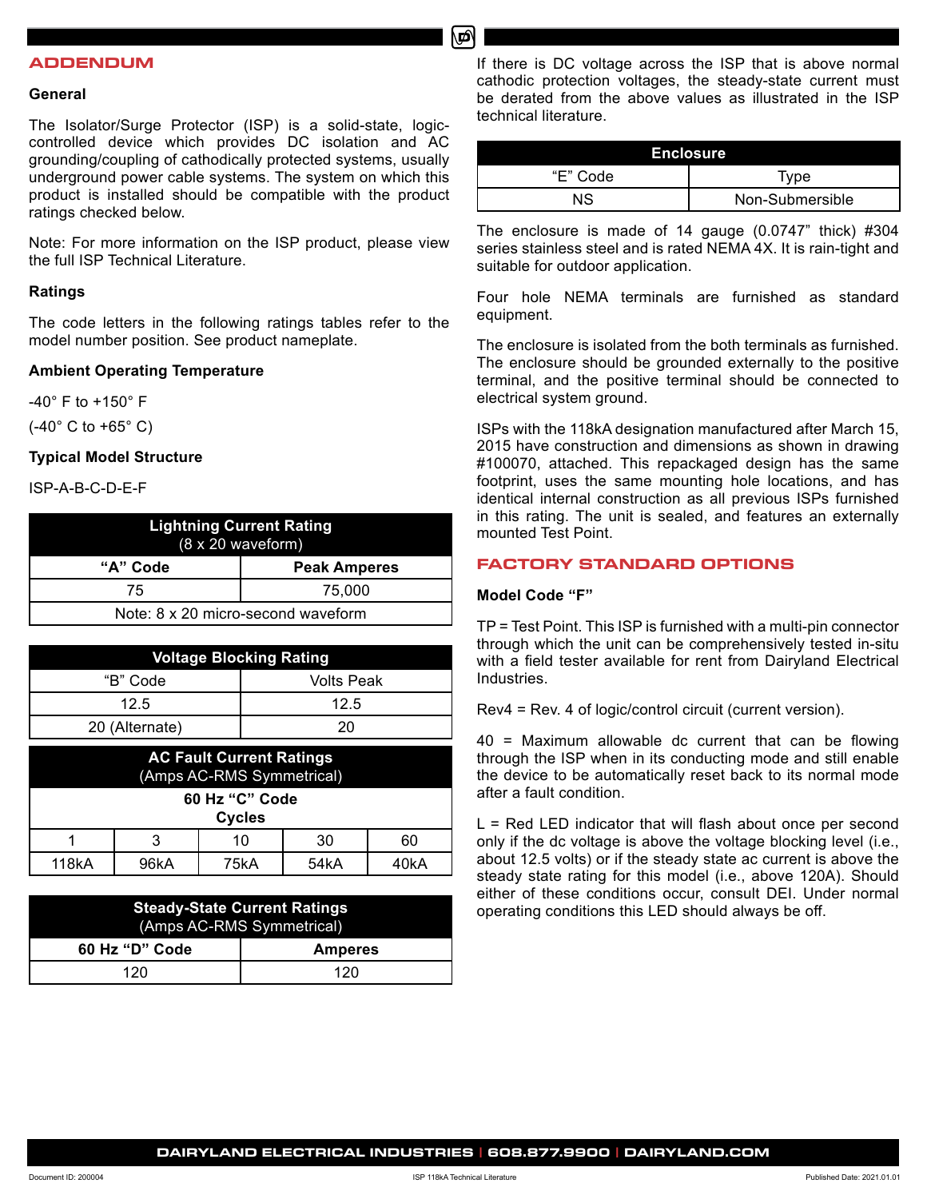## ADDENDUM

### General

The Isolator/Surge Protector (ISP) is a solid-state, logic-controlled device which provides DC isolation and AC grounding/coupling of cathodically protected systems, usually underground power cable systems. The system on which this product is installed should be compatible with the product ratings checked below.

Note: For more information on the ISP product, please view the full ISP Technical Literature.

### Ratings

The code letters in the following ratings tables refer to the model number position. See product nameplate.

### Ambient Operating Temperature

-40° F to +150° F

(-40° C to +65° C)

### Typical Model Structure

ISP-A-B-C-D-E-F

| Lightning Current Rating (8 x 20 waveform) | |
|---|---|
| **"A" Code** | **Peak Amperes** |
| 75 | 75,000 |
| Note: 8 x 20 micro-second waveform | |

| Voltage Blocking Rating | |
|---|---|
| "B" Code | Volts Peak |
| 12.5 | 12.5 |
| 20 (Alternate) | 20 |

| AC Fault Current Ratings (Amps AC-RMS Symmetrical) | | | | |
|---|---|---|---|---|
| **60 Hz "C" Code Cycles** | | | | |
| 1 | 3 | 10 | 30 | 60 |
| 118kA | 96kA | 75kA | 54kA | 40kA |

| Steady-State Current Ratings (Amps AC-RMS Symmetrical) | |
|---|---|
| **60 Hz "D" Code** | **Amperes** |
| 120 | 120 |

If there is DC voltage across the ISP that is above normal cathodic protection voltages, the steady-state current must be derated from the above values as illustrated in the ISP technical literature.

| Enclosure | |
|---|---|
| "E" Code | Type |
| NS | Non-Submersible |

The enclosure is made of 14 gauge (0.0747" thick) #304 series stainless steel and is rated NEMA 4X. It is rain-tight and suitable for outdoor application.

Four hole NEMA terminals are furnished as standard equipment.

The enclosure is isolated from the both terminals as furnished. The enclosure should be grounded externally to the positive terminal, and the positive terminal should be connected to electrical system ground.

ISPs with the 118kA designation manufactured after March 15, 2015 have construction and dimensions as shown in drawing #100070, attached. This repackaged design has the same footprint, uses the same mounting hole locations, and has identical internal construction as all previous ISPs furnished in this rating. The unit is sealed, and features an externally mounted Test Point.

## FACTORY STANDARD OPTIONS

### Model Code "F"

TP = Test Point. This ISP is furnished with a multi-pin connector through which the unit can be comprehensively tested in-situ with a field tester available for rent from Dairyland Electrical Industries.

Rev4 = Rev. 4 of logic/control circuit (current version).

40 = Maximum allowable dc current that can be flowing through the ISP when in its conducting mode and still enable the device to be automatically reset back to its normal mode after a fault condition.

L = Red LED indicator that will flash about once per second only if the dc voltage is above the voltage blocking level (i.e., about 12.5 volts) or if the steady state ac current is above the steady state rating for this model (i.e., above 120A). Should either of these conditions occur, consult DEI. Under normal operating conditions this LED should always be off.